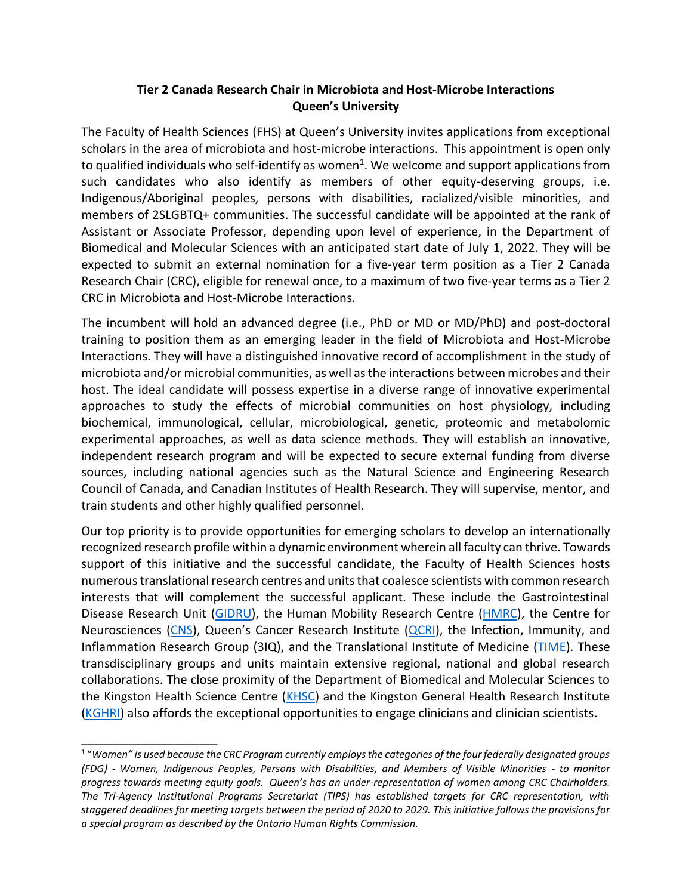# Tier 2 Canada Research Chair in Microbiota and Host-Microbe Interactions
## Queen's University

The Faculty of Health Sciences (FHS) at Queen's University invites applications from exceptional scholars in the area of microbiota and host-microbe interactions. This appointment is open only to qualified individuals who self-identify as women[1]. We welcome and support applications from such candidates who also identify as members of other equity-deserving groups, i.e. Indigenous/Aboriginal peoples, persons with disabilities, racialized/visible minorities, and members of 2SLGBTQ+ communities. The successful candidate will be appointed at the rank of Assistant or Associate Professor, depending upon level of experience, in the Department of Biomedical and Molecular Sciences with an anticipated start date of July 1, 2022. They will be expected to submit an external nomination for a five-year term position as a Tier 2 Canada Research Chair (CRC), eligible for renewal once, to a maximum of two five-year terms as a Tier 2 CRC in Microbiota and Host-Microbe Interactions.

The incumbent will hold an advanced degree (i.e., PhD or MD or MD/PhD) and post-doctoral training to position them as an emerging leader in the field of Microbiota and Host-Microbe Interactions. They will have a distinguished innovative record of accomplishment in the study of microbiota and/or microbial communities, as well as the interactions between microbes and their host. The ideal candidate will possess expertise in a diverse range of innovative experimental approaches to study the effects of microbial communities on host physiology, including biochemical, immunological, cellular, microbiological, genetic, proteomic and metabolomic experimental approaches, as well as data science methods. They will establish an innovative, independent research program and will be expected to secure external funding from diverse sources, including national agencies such as the Natural Science and Engineering Research Council of Canada, and Canadian Institutes of Health Research. They will supervise, mentor, and train students and other highly qualified personnel.

Our top priority is to provide opportunities for emerging scholars to develop an internationally recognized research profile within a dynamic environment wherein all faculty can thrive. Towards support of this initiative and the successful candidate, the Faculty of Health Sciences hosts numerous translational research centres and units that coalesce scientists with common research interests that will complement the successful applicant. These include the Gastrointestinal Disease Research Unit (GIDRU), the Human Mobility Research Centre (HMRC), the Centre for Neurosciences (CNS), Queen's Cancer Research Institute (QCRI), the Infection, Immunity, and Inflammation Research Group (3IQ), and the Translational Institute of Medicine (TIME). These transdisciplinary groups and units maintain extensive regional, national and global research collaborations. The close proximity of the Department of Biomedical and Molecular Sciences to the Kingston Health Science Centre (KHSC) and the Kingston General Health Research Institute (KGHRI) also affords the exceptional opportunities to engage clinicians and clinician scientists.

---

[1] *"Women" is used because the CRC Program currently employs the categories of the four federally designated groups (FDG) - Women, Indigenous Peoples, Persons with Disabilities, and Members of Visible Minorities - to monitor progress towards meeting equity goals. Queen's has an under-representation of women among CRC Chairholders. The Tri-Agency Institutional Programs Secretariat (TIPS) has established targets for CRC representation, with staggered deadlines for meeting targets between the period of 2020 to 2029. This initiative follows the provisions for a special program as described by the Ontario Human Rights Commission.*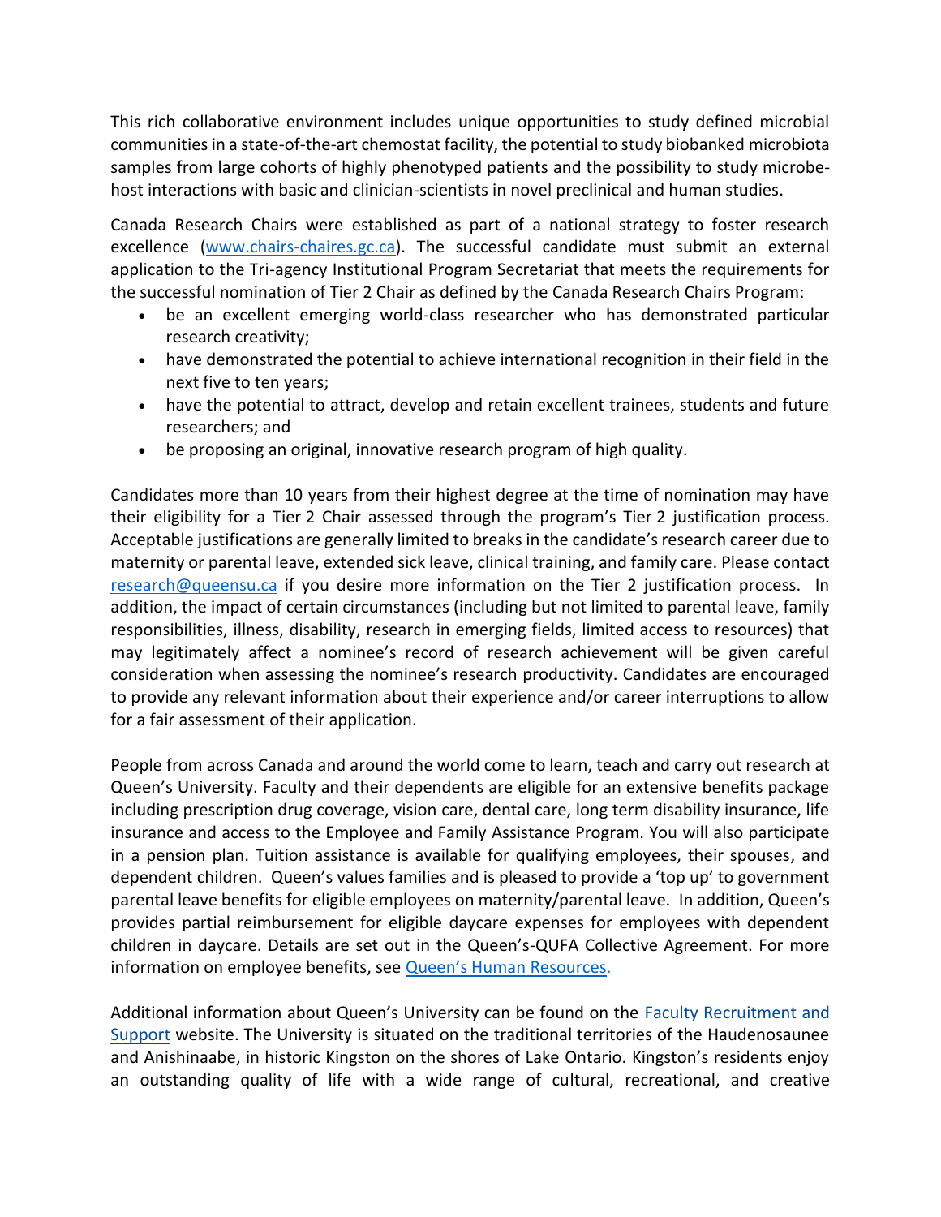This rich collaborative environment includes unique opportunities to study defined microbial communities in a state-of-the-art chemostat facility, the potential to study biobanked microbiota samples from large cohorts of highly phenotyped patients and the possibility to study microbe-host interactions with basic and clinician-scientists in novel preclinical and human studies.

Canada Research Chairs were established as part of a national strategy to foster research excellence ([www.chairs-chaires.gc.ca](www.chairs-chaires.gc.ca)). The successful candidate must submit an external application to the Tri-agency Institutional Program Secretariat that meets the requirements for the successful nomination of Tier 2 Chair as defined by the Canada Research Chairs Program:

- be an excellent emerging world-class researcher who has demonstrated particular research creativity;
- have demonstrated the potential to achieve international recognition in their field in the next five to ten years;
- have the potential to attract, develop and retain excellent trainees, students and future researchers; and
- be proposing an original, innovative research program of high quality.

Candidates more than 10 years from their highest degree at the time of nomination may have their eligibility for a Tier 2 Chair assessed through the program's Tier 2 justification process. Acceptable justifications are generally limited to breaks in the candidate's research career due to maternity or parental leave, extended sick leave, clinical training, and family care. Please contact [research@queensu.ca](mailto:research@queensu.ca) if you desire more information on the Tier 2 justification process. In addition, the impact of certain circumstances (including but not limited to parental leave, family responsibilities, illness, disability, research in emerging fields, limited access to resources) that may legitimately affect a nominee's record of research achievement will be given careful consideration when assessing the nominee's research productivity. Candidates are encouraged to provide any relevant information about their experience and/or career interruptions to allow for a fair assessment of their application.

People from across Canada and around the world come to learn, teach and carry out research at Queen's University. Faculty and their dependents are eligible for an extensive benefits package including prescription drug coverage, vision care, dental care, long term disability insurance, life insurance and access to the Employee and Family Assistance Program. You will also participate in a pension plan. Tuition assistance is available for qualifying employees, their spouses, and dependent children. Queen's values families and is pleased to provide a 'top up' to government parental leave benefits for eligible employees on maternity/parental leave. In addition, Queen's provides partial reimbursement for eligible daycare expenses for employees with dependent children in daycare. Details are set out in the Queen's-QUFA Collective Agreement. For more information on employee benefits, see [Queen's Human Resources](Queen's Human Resources).

Additional information about Queen's University can be found on the [Faculty Recruitment and Support](Faculty Recruitment and Support) website. The University is situated on the traditional territories of the Haudenosaunee and Anishinaabe, in historic Kingston on the shores of Lake Ontario. Kingston's residents enjoy an outstanding quality of life with a wide range of cultural, recreational, and creative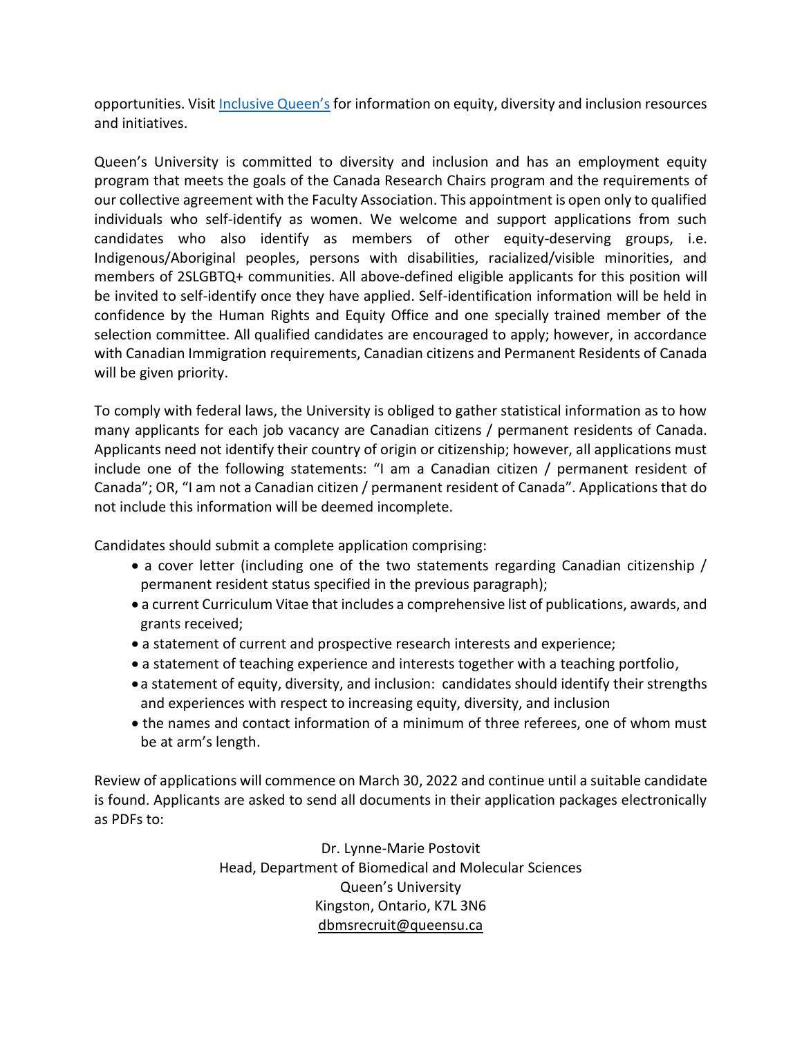opportunities. Visit [Inclusive Queen's] for information on equity, diversity and inclusion resources and initiatives.

Queen's University is committed to diversity and inclusion and has an employment equity program that meets the goals of the Canada Research Chairs program and the requirements of our collective agreement with the Faculty Association. This appointment is open only to qualified individuals who self-identify as women. We welcome and support applications from such candidates who also identify as members of other equity-deserving groups, i.e. Indigenous/Aboriginal peoples, persons with disabilities, racialized/visible minorities, and members of 2SLGBTQ+ communities. All above-defined eligible applicants for this position will be invited to self-identify once they have applied. Self-identification information will be held in confidence by the Human Rights and Equity Office and one specially trained member of the selection committee. All qualified candidates are encouraged to apply; however, in accordance with Canadian Immigration requirements, Canadian citizens and Permanent Residents of Canada will be given priority.

To comply with federal laws, the University is obliged to gather statistical information as to how many applicants for each job vacancy are Canadian citizens / permanent residents of Canada. Applicants need not identify their country of origin or citizenship; however, all applications must include one of the following statements: "I am a Canadian citizen / permanent resident of Canada"; OR, "I am not a Canadian citizen / permanent resident of Canada". Applications that do not include this information will be deemed incomplete.

Candidates should submit a complete application comprising:

- a cover letter (including one of the two statements regarding Canadian citizenship / permanent resident status specified in the previous paragraph);
- a current Curriculum Vitae that includes a comprehensive list of publications, awards, and grants received;
- a statement of current and prospective research interests and experience;
- a statement of teaching experience and interests together with a teaching portfolio,
- a statement of equity, diversity, and inclusion: candidates should identify their strengths and experiences with respect to increasing equity, diversity, and inclusion
- the names and contact information of a minimum of three referees, one of whom must be at arm's length.

Review of applications will commence on March 30, 2022 and continue until a suitable candidate is found. Applicants are asked to send all documents in their application packages electronically as PDFs to:

Dr. Lynne-Marie Postovit
Head, Department of Biomedical and Molecular Sciences
Queen's University
Kingston, Ontario, K7L 3N6
dbmsrecruit@queensu.ca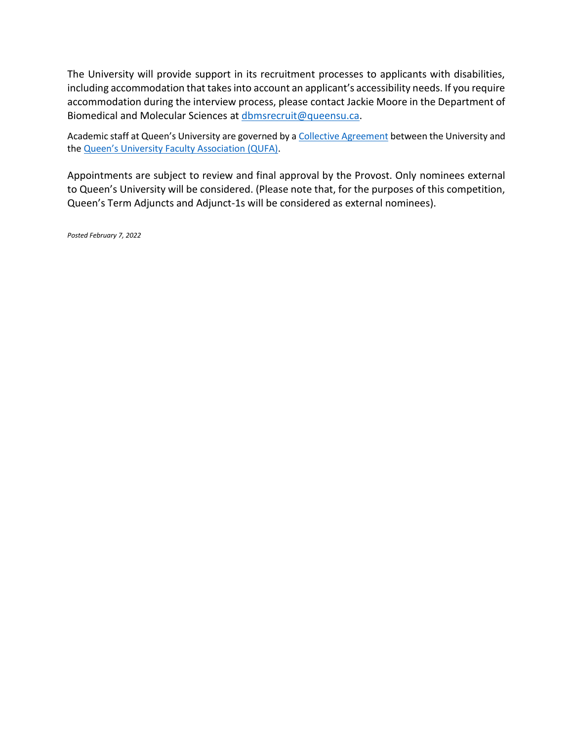The University will provide support in its recruitment processes to applicants with disabilities, including accommodation that takes into account an applicant's accessibility needs. If you require accommodation during the interview process, please contact Jackie Moore in the Department of Biomedical and Molecular Sciences at [dbmsrecruit@queensu.ca](mailto:dbmsrecruit@queensu.ca).

Academic staff at Queen's University are governed by a [Collective Agreement]() between the University and the [Queen's University Faculty Association (QUFA)]().

Appointments are subject to review and final approval by the Provost. Only nominees external to Queen's University will be considered. (Please note that, for the purposes of this competition, Queen's Term Adjuncts and Adjunct-1s will be considered as external nominees).

*Posted February 7, 2022*